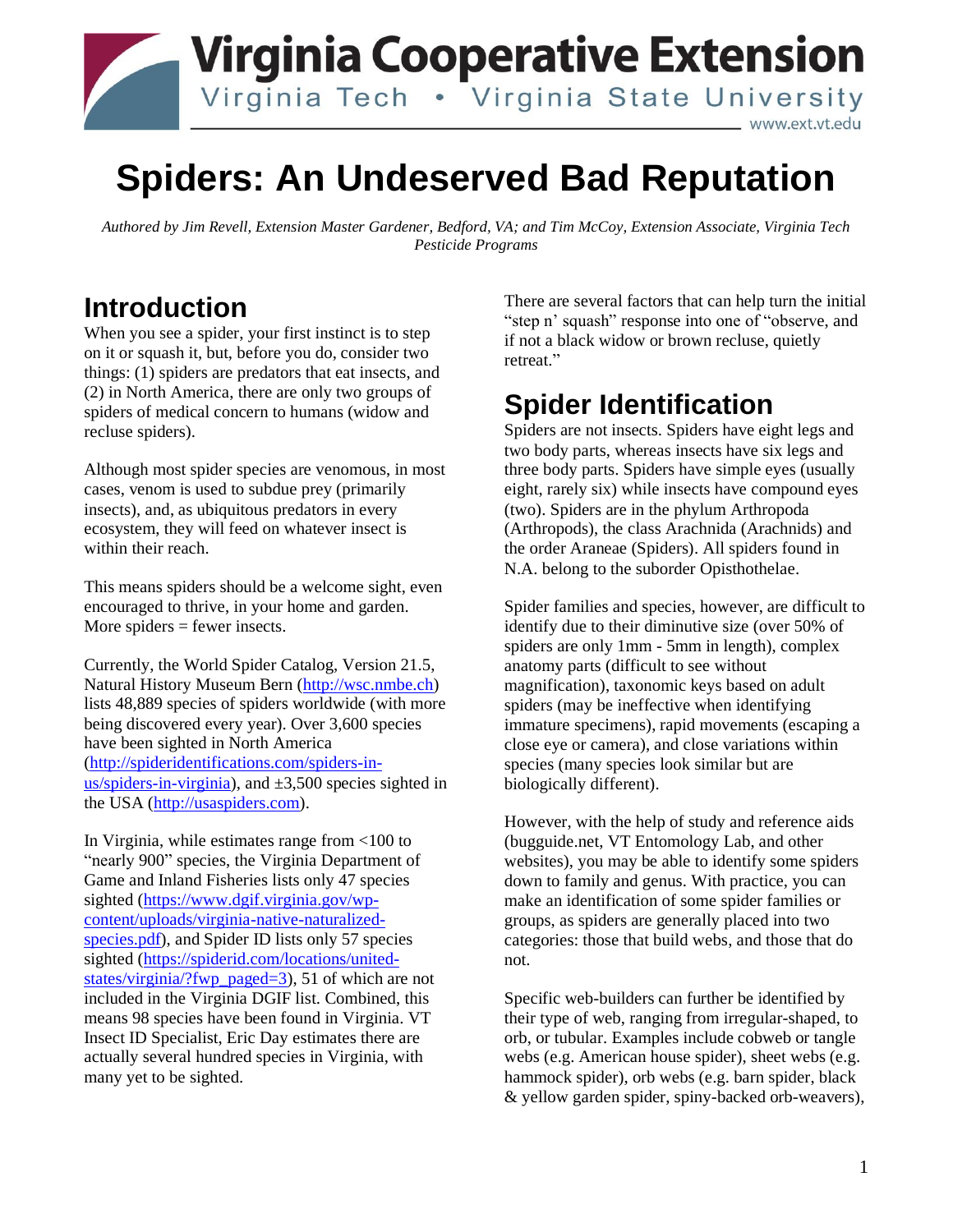# Virginia Cooperative Extension

Virginia Tech • Virginia State University

www.ext.vt.edu

# Spiders: An Undeserved Bad Reputation

*Authored by Jim Revell, Extension Master Gardener, Bedford, VA; and Tim McCoy, Extension Associate, Virginia Tech Pesticide Programs*

## Introduction

When you see a spider, your first instinct is to step on it or squash it, but, before you do, consider two things: (1) spiders are predators that eat insects, and (2) in North America, there are only two groups of spiders of medical concern to humans (widow and recluse spiders).

Although most spider species are venomous, in most cases, venom is used to subdue prey (primarily insects), and, as ubiquitous predators in every ecosystem, they will feed on whatever insect is within their reach.

This means spiders should be a welcome sight, even encouraged to thrive, in your home and garden. More spiders = fewer insects.

Currently, the World Spider Catalog, Version 21.5, Natural History Museum Bern (http://wsc.nmbe.ch) lists 48,889 species of spiders worldwide (with more being discovered every year). Over 3,600 species have been sighted in North America (http://spideridentifications.com/spiders-in-us/spiders-in-virginia), and ±3,500 species sighted in the USA (http://usaspiders.com).

In Virginia, while estimates range from <100 to "nearly 900" species, the Virginia Department of Game and Inland Fisheries lists only 47 species sighted (https://www.dgif.virginia.gov/wp-content/uploads/virginia-native-naturalized-species.pdf), and Spider ID lists only 57 species sighted (https://spiderid.com/locations/united-states/virginia/?fwp_paged=3), 51 of which are not included in the Virginia DGIF list. Combined, this means 98 species have been found in Virginia. VT Insect ID Specialist, Eric Day estimates there are actually several hundred species in Virginia, with many yet to be sighted.

There are several factors that can help turn the initial "step n' squash" response into one of "observe, and if not a black widow or brown recluse, quietly retreat."

## Spider Identification

Spiders are not insects. Spiders have eight legs and two body parts, whereas insects have six legs and three body parts. Spiders have simple eyes (usually eight, rarely six) while insects have compound eyes (two). Spiders are in the phylum Arthropoda (Arthropods), the class Arachnida (Arachnids) and the order Araneae (Spiders). All spiders found in N.A. belong to the suborder Opisthothelae.

Spider families and species, however, are difficult to identify due to their diminutive size (over 50% of spiders are only 1mm - 5mm in length), complex anatomy parts (difficult to see without magnification), taxonomic keys based on adult spiders (may be ineffective when identifying immature specimens), rapid movements (escaping a close eye or camera), and close variations within species (many species look similar but are biologically different).

However, with the help of study and reference aids (bugguide.net, VT Entomology Lab, and other websites), you may be able to identify some spiders down to family and genus. With practice, you can make an identification of some spider families or groups, as spiders are generally placed into two categories: those that build webs, and those that do not.

Specific web-builders can further be identified by their type of web, ranging from irregular-shaped, to orb, or tubular. Examples include cobweb or tangle webs (e.g. American house spider), sheet webs (e.g. hammock spider), orb webs (e.g. barn spider, black & yellow garden spider, spiny-backed orb-weavers),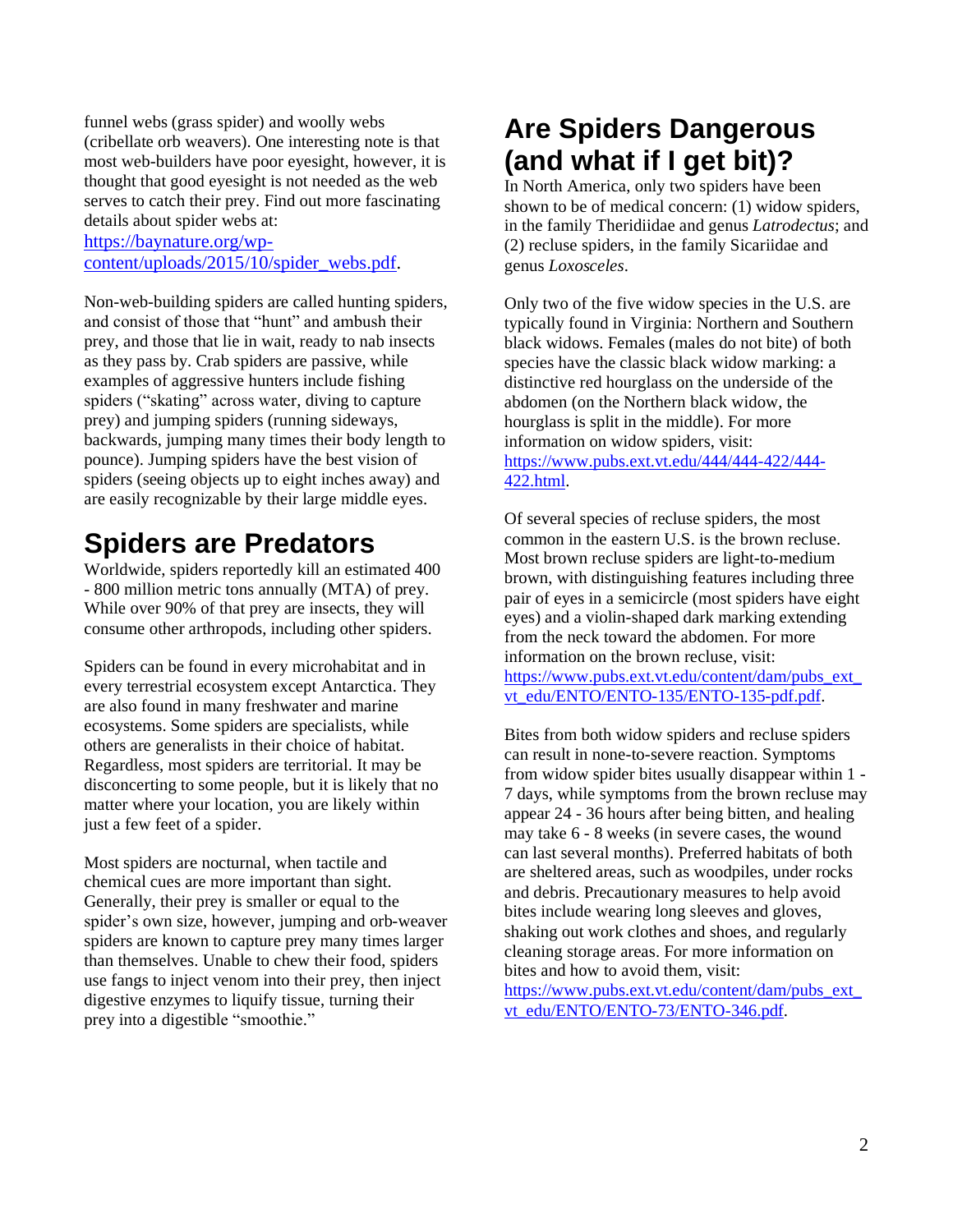funnel webs (grass spider) and woolly webs (cribellate orb weavers). One interesting note is that most web-builders have poor eyesight, however, it is thought that good eyesight is not needed as the web serves to catch their prey. Find out more fascinating details about spider webs at: [https://baynature.org/wp-content/uploads/2015/10/spider_webs.pdf](https://baynature.org/wp-content/uploads/2015/10/spider_webs.pdf).

Non-web-building spiders are called hunting spiders, and consist of those that "hunt" and ambush their prey, and those that lie in wait, ready to nab insects as they pass by. Crab spiders are passive, while examples of aggressive hunters include fishing spiders ("skating" across water, diving to capture prey) and jumping spiders (running sideways, backwards, jumping many times their body length to pounce). Jumping spiders have the best vision of spiders (seeing objects up to eight inches away) and are easily recognizable by their large middle eyes.

# Spiders are Predators

Worldwide, spiders reportedly kill an estimated 400 - 800 million metric tons annually (MTA) of prey. While over 90% of that prey are insects, they will consume other arthropods, including other spiders.

Spiders can be found in every microhabitat and in every terrestrial ecosystem except Antarctica. They are also found in many freshwater and marine ecosystems. Some spiders are specialists, while others are generalists in their choice of habitat. Regardless, most spiders are territorial. It may be disconcerting to some people, but it is likely that no matter where your location, you are likely within just a few feet of a spider.

Most spiders are nocturnal, when tactile and chemical cues are more important than sight. Generally, their prey is smaller or equal to the spider's own size, however, jumping and orb-weaver spiders are known to capture prey many times larger than themselves. Unable to chew their food, spiders use fangs to inject venom into their prey, then inject digestive enzymes to liquify tissue, turning their prey into a digestible "smoothie."

# Are Spiders Dangerous (and what if I get bit)?

In North America, only two spiders have been shown to be of medical concern: (1) widow spiders, in the family Theridiidae and genus *Latrodectus*; and (2) recluse spiders, in the family Sicariidae and genus *Loxosceles*.

Only two of the five widow species in the U.S. are typically found in Virginia: Northern and Southern black widows. Females (males do not bite) of both species have the classic black widow marking: a distinctive red hourglass on the underside of the abdomen (on the Northern black widow, the hourglass is split in the middle). For more information on widow spiders, visit: [https://www.pubs.ext.vt.edu/444/444-422/444-422.html](https://www.pubs.ext.vt.edu/444/444-422/444-422.html).

Of several species of recluse spiders, the most common in the eastern U.S. is the brown recluse. Most brown recluse spiders are light-to-medium brown, with distinguishing features including three pair of eyes in a semicircle (most spiders have eight eyes) and a violin-shaped dark marking extending from the neck toward the abdomen. For more information on the brown recluse, visit: [https://www.pubs.ext.vt.edu/content/dam/pubs_ext_vt_edu/ENTO/ENTO-135/ENTO-135-pdf.pdf](https://www.pubs.ext.vt.edu/content/dam/pubs_ext_vt_edu/ENTO/ENTO-135/ENTO-135-pdf.pdf).

Bites from both widow spiders and recluse spiders can result in none-to-severe reaction. Symptoms from widow spider bites usually disappear within 1 - 7 days, while symptoms from the brown recluse may appear 24 - 36 hours after being bitten, and healing may take 6 - 8 weeks (in severe cases, the wound can last several months). Preferred habitats of both are sheltered areas, such as woodpiles, under rocks and debris. Precautionary measures to help avoid bites include wearing long sleeves and gloves, shaking out work clothes and shoes, and regularly cleaning storage areas. For more information on bites and how to avoid them, visit: [https://www.pubs.ext.vt.edu/content/dam/pubs_ext_vt_edu/ENTO/ENTO-73/ENTO-346.pdf](https://www.pubs.ext.vt.edu/content/dam/pubs_ext_vt_edu/ENTO/ENTO-73/ENTO-346.pdf).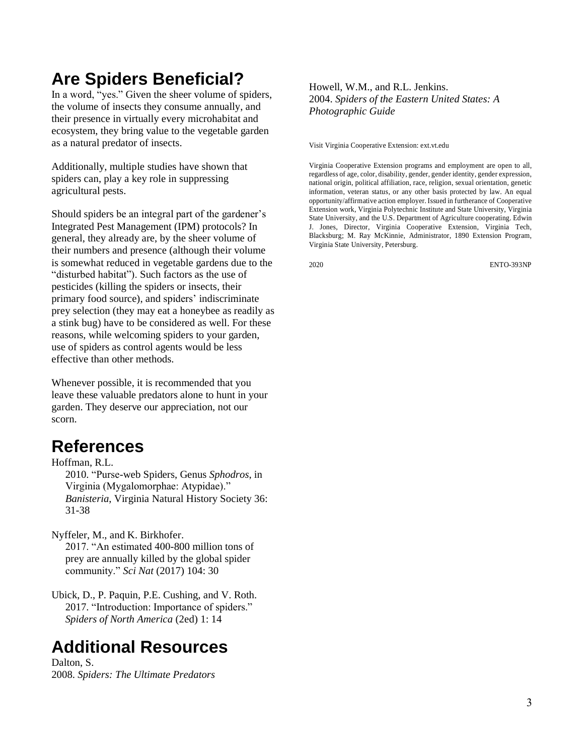## Are Spiders Beneficial?

In a word, "yes." Given the sheer volume of spiders, the volume of insects they consume annually, and their presence in virtually every microhabitat and ecosystem, they bring value to the vegetable garden as a natural predator of insects.

Additionally, multiple studies have shown that spiders can, play a key role in suppressing agricultural pests.

Should spiders be an integral part of the gardener's Integrated Pest Management (IPM) protocols? In general, they already are, by the sheer volume of their numbers and presence (although their volume is somewhat reduced in vegetable gardens due to the "disturbed habitat"). Such factors as the use of pesticides (killing the spiders or insects, their primary food source), and spiders' indiscriminate prey selection (they may eat a honeybee as readily as a stink bug) have to be considered as well. For these reasons, while welcoming spiders to your garden, use of spiders as control agents would be less effective than other methods.

Whenever possible, it is recommended that you leave these valuable predators alone to hunt in your garden. They deserve our appreciation, not our scorn.

## References

Hoffman, R.L.
2010. "Purse-web Spiders, Genus *Sphodros*, in Virginia (Mygalomorphae: Atypidae)." *Banisteria*, Virginia Natural History Society 36: 31-38

Nyffeler, M., and K. Birkhofer.
2017. "An estimated 400-800 million tons of prey are annually killed by the global spider community." *Sci Nat* (2017) 104: 30

Ubick, D., P. Paquin, P.E. Cushing, and V. Roth.
2017. "Introduction: Importance of spiders." *Spiders of North America* (2ed) 1: 14

## Additional Resources

Dalton, S.
2008. *Spiders: The Ultimate Predators*

Howell, W.M., and R.L. Jenkins.
2004. *Spiders of the Eastern United States: A Photographic Guide*

Visit Virginia Cooperative Extension: ext.vt.edu

Virginia Cooperative Extension programs and employment are open to all, regardless of age, color, disability, gender, gender identity, gender expression, national origin, political affiliation, race, religion, sexual orientation, genetic information, veteran status, or any other basis protected by law. An equal opportunity/affirmative action employer. Issued in furtherance of Cooperative Extension work, Virginia Polytechnic Institute and State University, Virginia State University, and the U.S. Department of Agriculture cooperating. Edwin J. Jones, Director, Virginia Cooperative Extension, Virginia Tech, Blacksburg; M. Ray McKinnie, Administrator, 1890 Extension Program, Virginia State University, Petersburg.

2020 ENTO-393NP